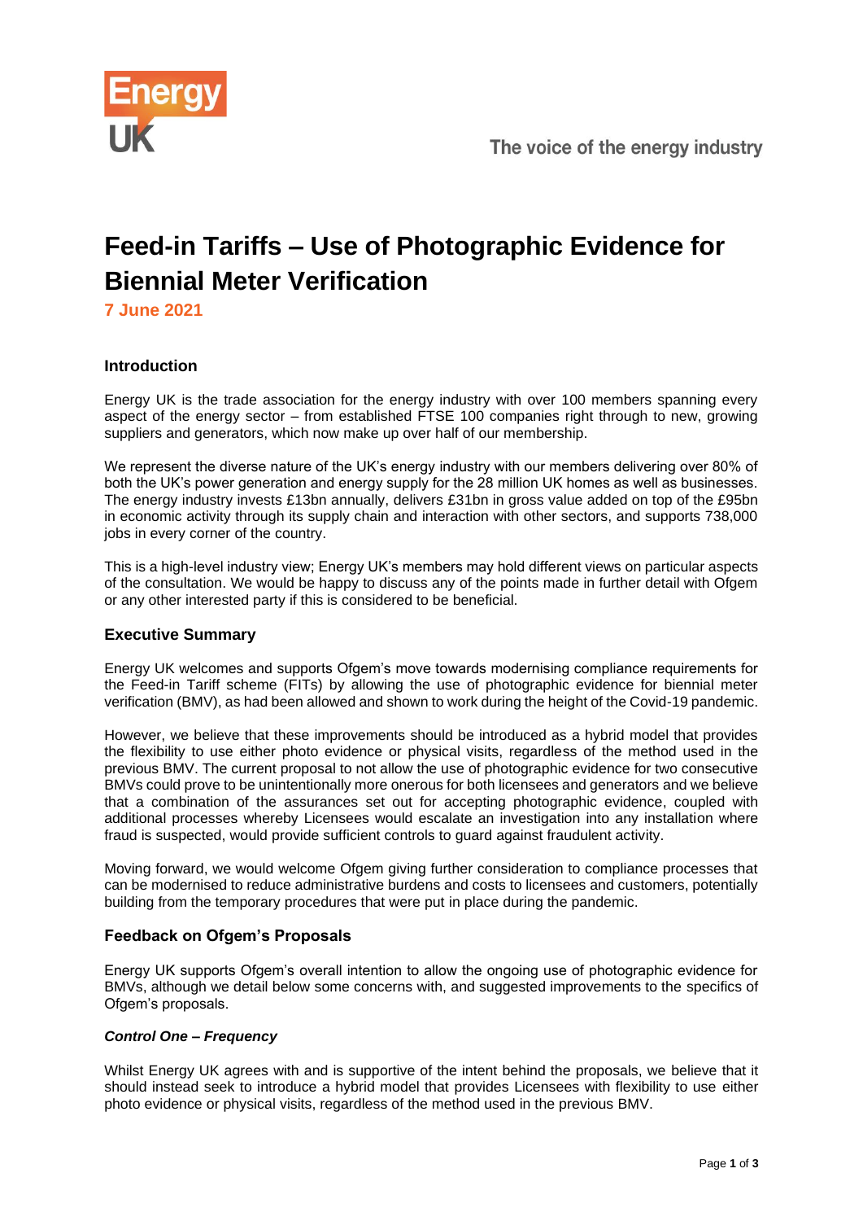Energy UK

The voice of the energy industry

# Feed-in Tariffs – Use of Photographic Evidence for Biennial Meter Verification

**7 June 2021**

### Introduction

Energy UK is the trade association for the energy industry with over 100 members spanning every aspect of the energy sector – from established FTSE 100 companies right through to new, growing suppliers and generators, which now make up over half of our membership.

We represent the diverse nature of the UK's energy industry with our members delivering over 80% of both the UK's power generation and energy supply for the 28 million UK homes as well as businesses. The energy industry invests £13bn annually, delivers £31bn in gross value added on top of the £95bn in economic activity through its supply chain and interaction with other sectors, and supports 738,000 jobs in every corner of the country.

This is a high-level industry view; Energy UK's members may hold different views on particular aspects of the consultation. We would be happy to discuss any of the points made in further detail with Ofgem or any other interested party if this is considered to be beneficial.

### Executive Summary

Energy UK welcomes and supports Ofgem's move towards modernising compliance requirements for the Feed-in Tariff scheme (FITs) by allowing the use of photographic evidence for biennial meter verification (BMV), as had been allowed and shown to work during the height of the Covid-19 pandemic.

However, we believe that these improvements should be introduced as a hybrid model that provides the flexibility to use either photo evidence or physical visits, regardless of the method used in the previous BMV. The current proposal to not allow the use of photographic evidence for two consecutive BMVs could prove to be unintentionally more onerous for both licensees and generators and we believe that a combination of the assurances set out for accepting photographic evidence, coupled with additional processes whereby Licensees would escalate an investigation into any installation where fraud is suspected, would provide sufficient controls to guard against fraudulent activity.

Moving forward, we would welcome Ofgem giving further consideration to compliance processes that can be modernised to reduce administrative burdens and costs to licensees and customers, potentially building from the temporary procedures that were put in place during the pandemic.

### Feedback on Ofgem's Proposals

Energy UK supports Ofgem's overall intention to allow the ongoing use of photographic evidence for BMVs, although we detail below some concerns with, and suggested improvements to the specifics of Ofgem's proposals.

#### *Control One – Frequency*

Whilst Energy UK agrees with and is supportive of the intent behind the proposals, we believe that it should instead seek to introduce a hybrid model that provides Licensees with flexibility to use either photo evidence or physical visits, regardless of the method used in the previous BMV.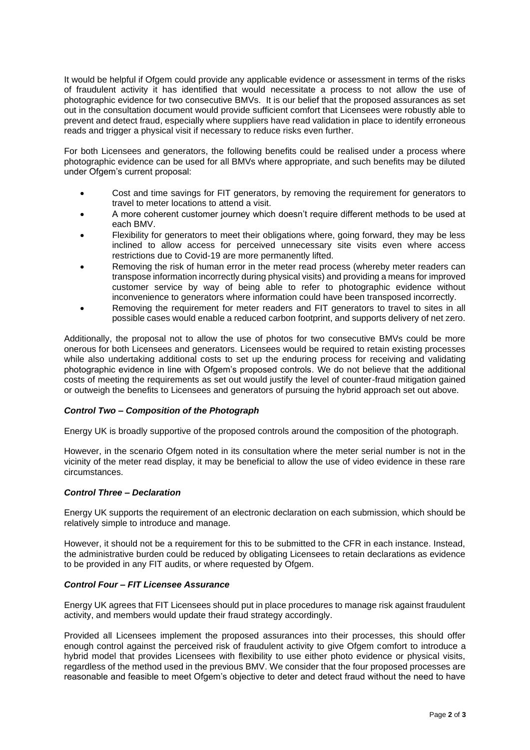It would be helpful if Ofgem could provide any applicable evidence or assessment in terms of the risks of fraudulent activity it has identified that would necessitate a process to not allow the use of photographic evidence for two consecutive BMVs. It is our belief that the proposed assurances as set out in the consultation document would provide sufficient comfort that Licensees were robustly able to prevent and detect fraud, especially where suppliers have read validation in place to identify erroneous reads and trigger a physical visit if necessary to reduce risks even further.

For both Licensees and generators, the following benefits could be realised under a process where photographic evidence can be used for all BMVs where appropriate, and such benefits may be diluted under Ofgem's current proposal:

- Cost and time savings for FIT generators, by removing the requirement for generators to travel to meter locations to attend a visit.
- A more coherent customer journey which doesn't require different methods to be used at each BMV.
- Flexibility for generators to meet their obligations where, going forward, they may be less inclined to allow access for perceived unnecessary site visits even where access restrictions due to Covid-19 are more permanently lifted.
- Removing the risk of human error in the meter read process (whereby meter readers can transpose information incorrectly during physical visits) and providing a means for improved customer service by way of being able to refer to photographic evidence without inconvenience to generators where information could have been transposed incorrectly.
- Removing the requirement for meter readers and FIT generators to travel to sites in all possible cases would enable a reduced carbon footprint, and supports delivery of net zero.

Additionally, the proposal not to allow the use of photos for two consecutive BMVs could be more onerous for both Licensees and generators. Licensees would be required to retain existing processes while also undertaking additional costs to set up the enduring process for receiving and validating photographic evidence in line with Ofgem's proposed controls. We do not believe that the additional costs of meeting the requirements as set out would justify the level of counter-fraud mitigation gained or outweigh the benefits to Licensees and generators of pursuing the hybrid approach set out above.

***Control Two – Composition of the Photograph***

Energy UK is broadly supportive of the proposed controls around the composition of the photograph.

However, in the scenario Ofgem noted in its consultation where the meter serial number is not in the vicinity of the meter read display, it may be beneficial to allow the use of video evidence in these rare circumstances.

***Control Three – Declaration***

Energy UK supports the requirement of an electronic declaration on each submission, which should be relatively simple to introduce and manage.

However, it should not be a requirement for this to be submitted to the CFR in each instance. Instead, the administrative burden could be reduced by obligating Licensees to retain declarations as evidence to be provided in any FIT audits, or where requested by Ofgem.

***Control Four – FIT Licensee Assurance***

Energy UK agrees that FIT Licensees should put in place procedures to manage risk against fraudulent activity, and members would update their fraud strategy accordingly.

Provided all Licensees implement the proposed assurances into their processes, this should offer enough control against the perceived risk of fraudulent activity to give Ofgem comfort to introduce a hybrid model that provides Licensees with flexibility to use either photo evidence or physical visits, regardless of the method used in the previous BMV. We consider that the four proposed processes are reasonable and feasible to meet Ofgem's objective to deter and detect fraud without the need to have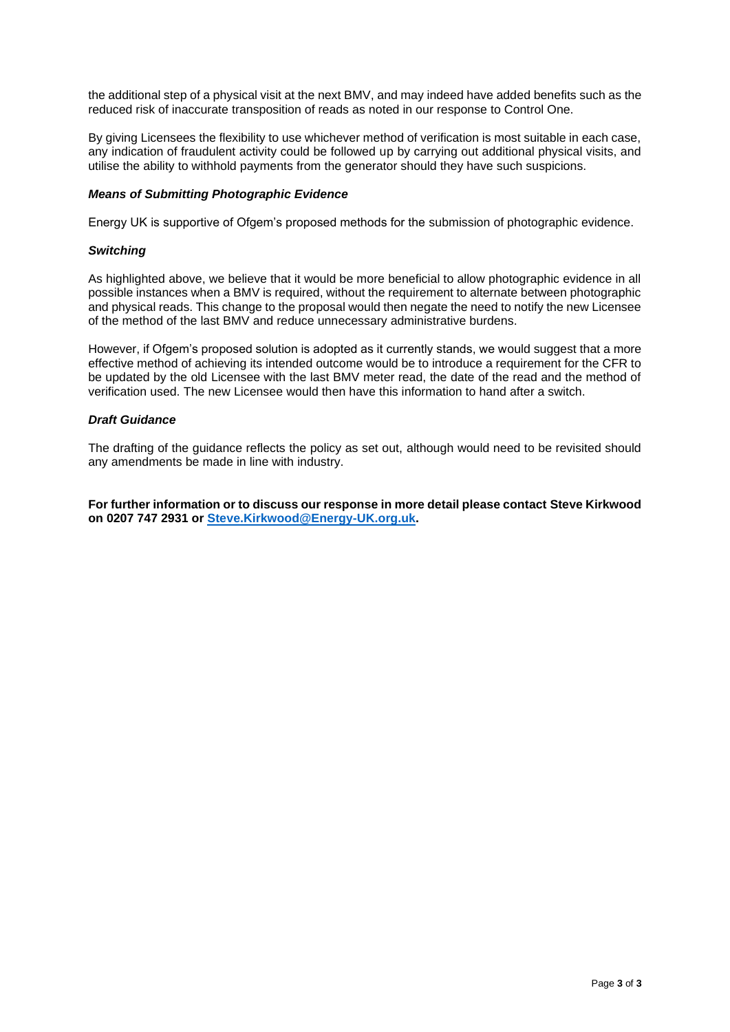the additional step of a physical visit at the next BMV, and may indeed have added benefits such as the reduced risk of inaccurate transposition of reads as noted in our response to Control One.

By giving Licensees the flexibility to use whichever method of verification is most suitable in each case, any indication of fraudulent activity could be followed up by carrying out additional physical visits, and utilise the ability to withhold payments from the generator should they have such suspicions.

***Means of Submitting Photographic Evidence***

Energy UK is supportive of Ofgem's proposed methods for the submission of photographic evidence.

***Switching***

As highlighted above, we believe that it would be more beneficial to allow photographic evidence in all possible instances when a BMV is required, without the requirement to alternate between photographic and physical reads. This change to the proposal would then negate the need to notify the new Licensee of the method of the last BMV and reduce unnecessary administrative burdens.

However, if Ofgem's proposed solution is adopted as it currently stands, we would suggest that a more effective method of achieving its intended outcome would be to introduce a requirement for the CFR to be updated by the old Licensee with the last BMV meter read, the date of the read and the method of verification used. The new Licensee would then have this information to hand after a switch.

***Draft Guidance***

The drafting of the guidance reflects the policy as set out, although would need to be revisited should any amendments be made in line with industry.

**For further information or to discuss our response in more detail please contact Steve Kirkwood on 0207 747 2931 or Steve.Kirkwood@Energy-UK.org.uk.**